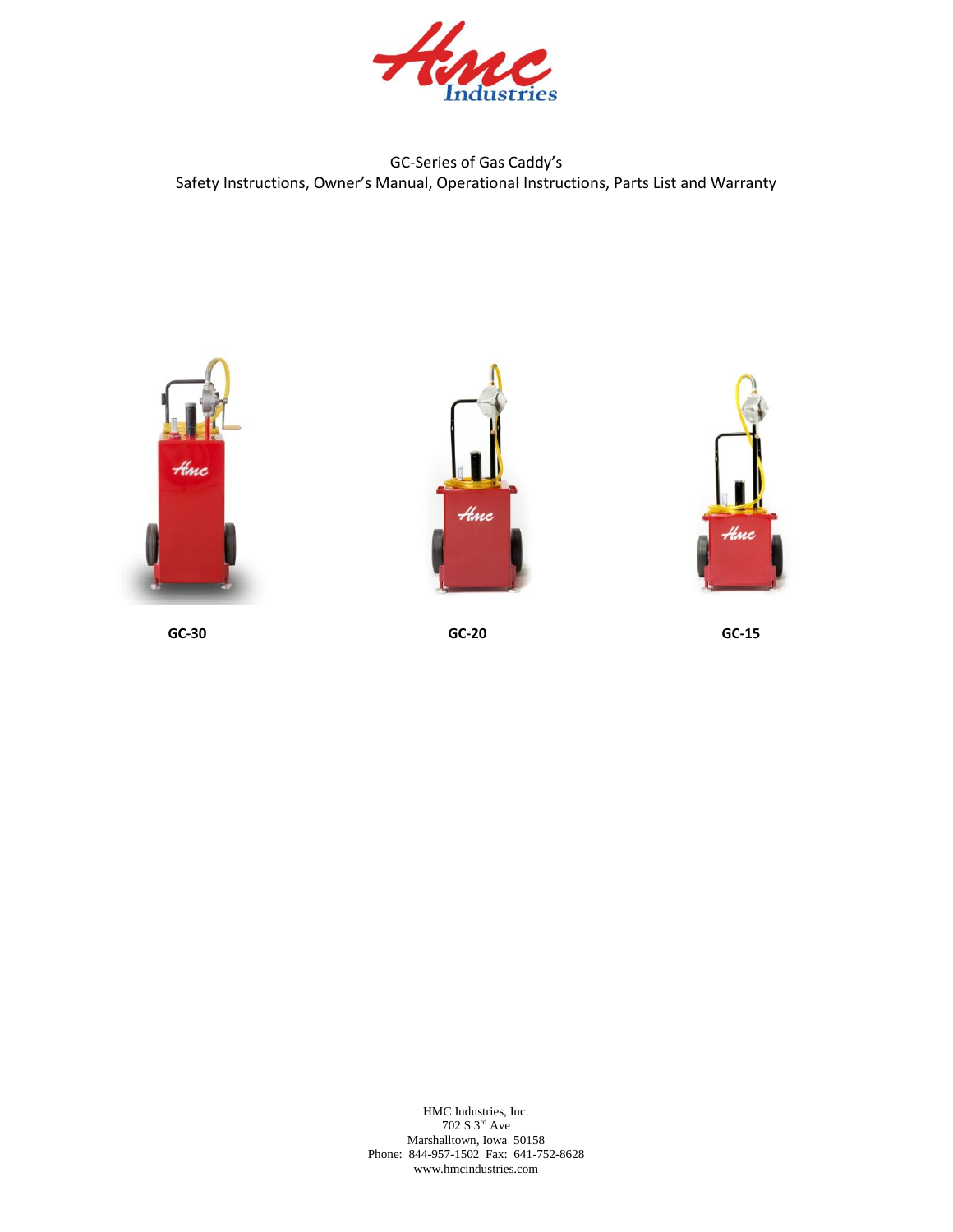HMC Industries

GC-Series of Gas Caddy's
Safety Instructions, Owner's Manual, Operational Instructions, Parts List and Warranty

**GC-30**

**GC-20**

**GC-15**

HMC Industries, Inc.
702 S 3rd Ave
Marshalltown, Iowa 50158
Phone: 844-957-1502 Fax: 641-752-8628
www.hmcindustries.com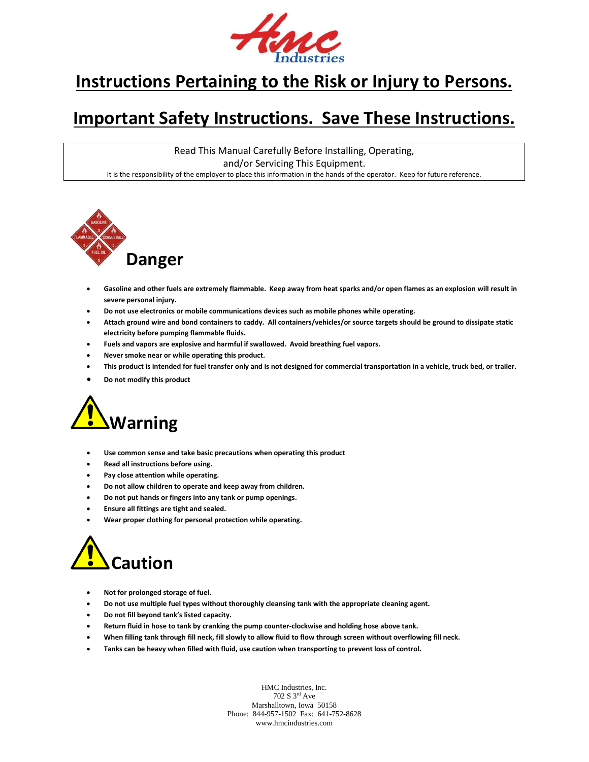# Instructions Pertaining to the Risk or Injury to Persons.

# Important Safety Instructions. Save These Instructions.

Read This Manual Carefully Before Installing, Operating, and/or Servicing This Equipment.

It is the responsibility of the employer to place this information in the hands of the operator. Keep for future reference.

## Danger

- **Gasoline and other fuels are extremely flammable. Keep away from heat sparks and/or open flames as an explosion will result in severe personal injury.**
- **Do not use electronics or mobile communications devices such as mobile phones while operating.**
- **Attach ground wire and bond containers to caddy. All containers/vehicles/or source targets should be ground to dissipate static electricity before pumping flammable fluids.**
- **Fuels and vapors are explosive and harmful if swallowed. Avoid breathing fuel vapors.**
- **Never smoke near or while operating this product.**
- **This product is intended for fuel transfer only and is not designed for commercial transportation in a vehicle, truck bed, or trailer.**
- **Do not modify this product**

## Warning

- **Use common sense and take basic precautions when operating this product**
- **Read all instructions before using.**
- **Pay close attention while operating.**
- **Do not allow children to operate and keep away from children.**
- **Do not put hands or fingers into any tank or pump openings.**
- **Ensure all fittings are tight and sealed.**
- **Wear proper clothing for personal protection while operating.**

## Caution

- **Not for prolonged storage of fuel.**
- **Do not use multiple fuel types without thoroughly cleansing tank with the appropriate cleaning agent.**
- **Do not fill beyond tank's listed capacity.**
- **Return fluid in hose to tank by cranking the pump counter-clockwise and holding hose above tank.**
- **When filling tank through fill neck, fill slowly to allow fluid to flow through screen without overflowing fill neck.**
- **Tanks can be heavy when filled with fluid, use caution when transporting to prevent loss of control.**

HMC Industries, Inc.
702 S 3rd Ave
Marshalltown, Iowa 50158
Phone: 844-957-1502 Fax: 641-752-8628
www.hmcindustries.com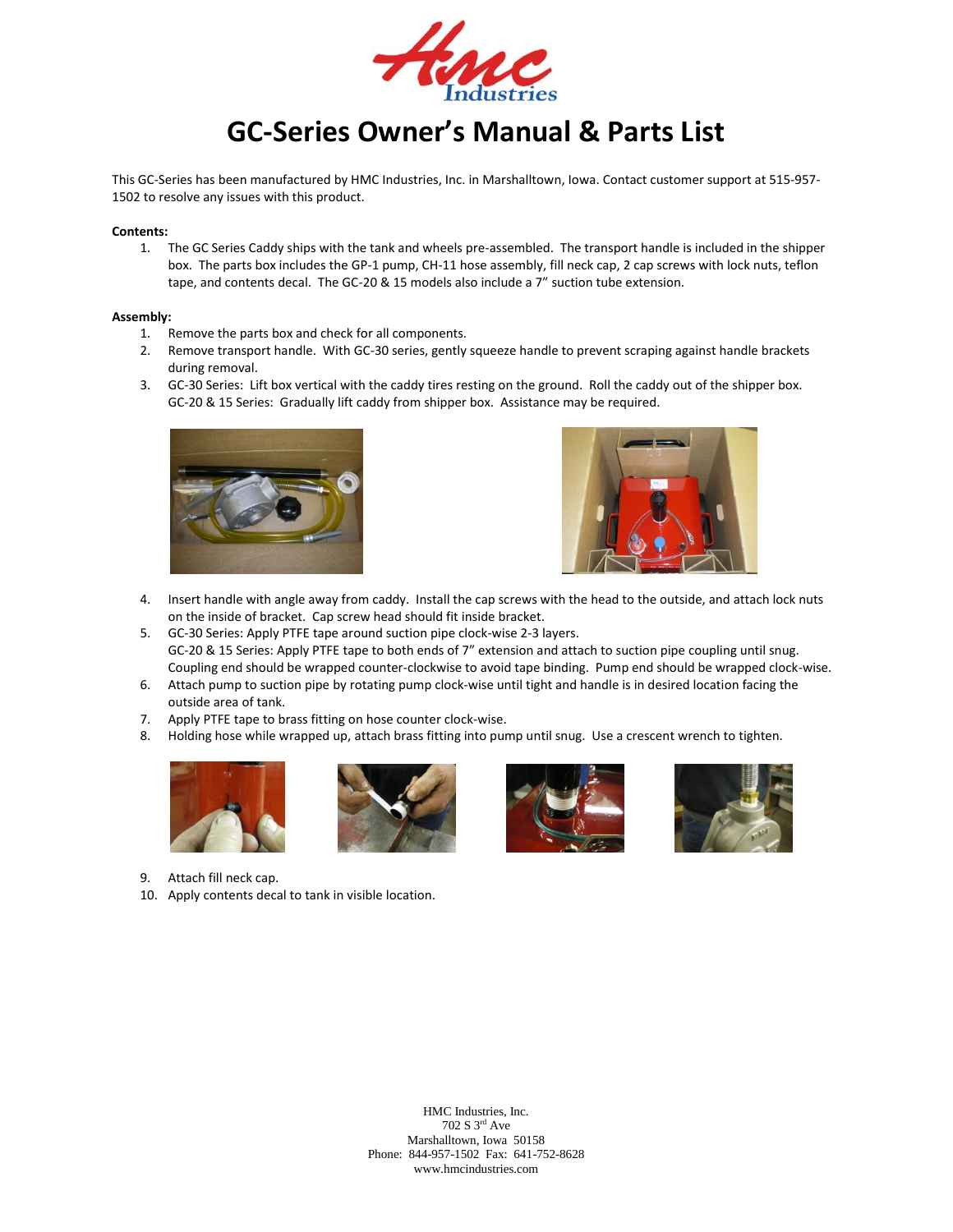# GC-Series Owner's Manual & Parts List

This GC-Series has been manufactured by HMC Industries, Inc. in Marshalltown, Iowa. Contact customer support at 515-957-1502 to resolve any issues with this product.

**Contents:**

1. The GC Series Caddy ships with the tank and wheels pre-assembled. The transport handle is included in the shipper box. The parts box includes the GP-1 pump, CH-11 hose assembly, fill neck cap, 2 cap screws with lock nuts, teflon tape, and contents decal. The GC-20 & 15 models also include a 7" suction tube extension.

**Assembly:**

1. Remove the parts box and check for all components.
2. Remove transport handle. With GC-30 series, gently squeeze handle to prevent scraping against handle brackets during removal.
3. GC-30 Series: Lift box vertical with the caddy tires resting on the ground. Roll the caddy out of the shipper box. GC-20 & 15 Series: Gradually lift caddy from shipper box. Assistance may be required.
4. Insert handle with angle away from caddy. Install the cap screws with the head to the outside, and attach lock nuts on the inside of bracket. Cap screw head should fit inside bracket.
5. GC-30 Series: Apply PTFE tape around suction pipe clock-wise 2-3 layers.
   GC-20 & 15 Series: Apply PTFE tape to both ends of 7" extension and attach to suction pipe coupling until snug. Coupling end should be wrapped counter-clockwise to avoid tape binding. Pump end should be wrapped clock-wise.
6. Attach pump to suction pipe by rotating pump clock-wise until tight and handle is in desired location facing the outside area of tank.
7. Apply PTFE tape to brass fitting on hose counter clock-wise.
8. Holding hose while wrapped up, attach brass fitting into pump until snug. Use a crescent wrench to tighten.
9. Attach fill neck cap.
10. Apply contents decal to tank in visible location.

HMC Industries, Inc.
702 S 3rd Ave
Marshalltown, Iowa 50158
Phone: 844-957-1502 Fax: 641-752-8628
www.hmcindustries.com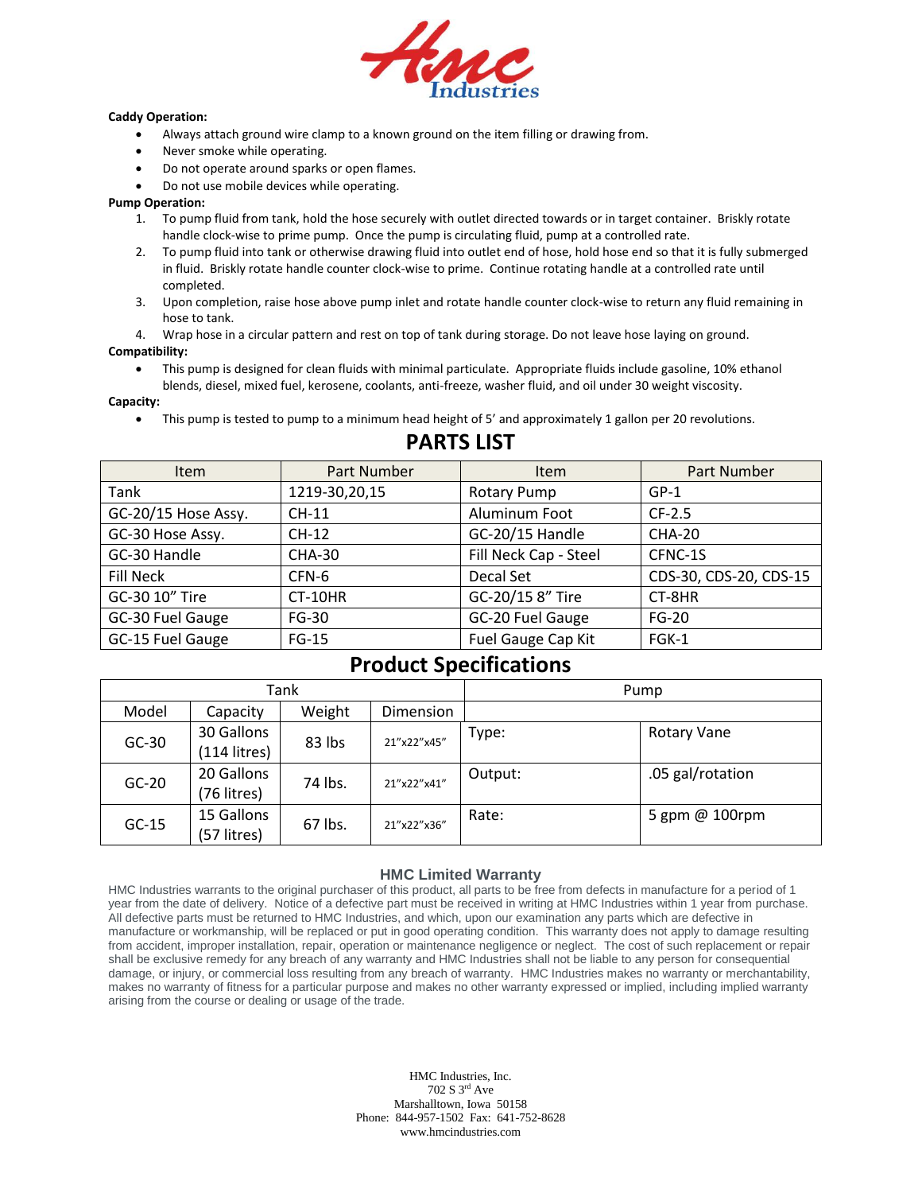**Caddy Operation:**

- Always attach ground wire clamp to a known ground on the item filling or drawing from.
- Never smoke while operating.
- Do not operate around sparks or open flames.
- Do not use mobile devices while operating.

**Pump Operation:**

1. To pump fluid from tank, hold the hose securely with outlet directed towards or in target container. Briskly rotate handle clock-wise to prime pump. Once the pump is circulating fluid, pump at a controlled rate.
2. To pump fluid into tank or otherwise drawing fluid into outlet end of hose, hold hose end so that it is fully submerged in fluid. Briskly rotate handle counter clock-wise to prime. Continue rotating handle at a controlled rate until completed.
3. Upon completion, raise hose above pump inlet and rotate handle counter clock-wise to return any fluid remaining in hose to tank.
4. Wrap hose in a circular pattern and rest on top of tank during storage. Do not leave hose laying on ground.

**Compatibility:**

- This pump is designed for clean fluids with minimal particulate. Appropriate fluids include gasoline, 10% ethanol blends, diesel, mixed fuel, kerosene, coolants, anti-freeze, washer fluid, and oil under 30 weight viscosity.

**Capacity:**

- This pump is tested to pump to a minimum head height of 5' and approximately 1 gallon per 20 revolutions.

# PARTS LIST

| Item | Part Number | Item | Part Number |
|---|---|---|---|
| Tank | 1219-30,20,15 | Rotary Pump | GP-1 |
| GC-20/15 Hose Assy. | CH-11 | Aluminum Foot | CF-2.5 |
| GC-30 Hose Assy. | CH-12 | GC-20/15 Handle | CHA-20 |
| GC-30 Handle | CHA-30 | Fill Neck Cap - Steel | CFNC-1S |
| Fill Neck | CFN-6 | Decal Set | CDS-30, CDS-20, CDS-15 |
| GC-30 10" Tire | CT-10HR | GC-20/15 8" Tire | CT-8HR |
| GC-30 Fuel Gauge | FG-30 | GC-20 Fuel Gauge | FG-20 |
| GC-15 Fuel Gauge | FG-15 | Fuel Gauge Cap Kit | FGK-1 |

# Product Specifications

| Tank | | | | Pump | |
|---|---|---|---|---|---|
| Model | Capacity | Weight | Dimension | | |
| GC-30 | 30 Gallons (114 litres) | 83 lbs | 21"x22"x45" | Type: | Rotary Vane |
| GC-20 | 20 Gallons (76 litres) | 74 lbs. | 21"x22"x41" | Output: | .05 gal/rotation |
| GC-15 | 15 Gallons (57 litres) | 67 lbs. | 21"x22"x36" | Rate: | 5 gpm @ 100rpm |

### HMC Limited Warranty

HMC Industries warrants to the original purchaser of this product, all parts to be free from defects in manufacture for a period of 1 year from the date of delivery. Notice of a defective part must be received in writing at HMC Industries within 1 year from purchase. All defective parts must be returned to HMC Industries, and which, upon our examination any parts which are defective in manufacture or workmanship, will be replaced or put in good operating condition. This warranty does not apply to damage resulting from accident, improper installation, repair, operation or maintenance negligence or neglect. The cost of such replacement or repair shall be exclusive remedy for any breach of any warranty and HMC Industries shall not be liable to any person for consequential damage, or injury, or commercial loss resulting from any breach of warranty. HMC Industries makes no warranty or merchantability, makes no warranty of fitness for a particular purpose and makes no other warranty expressed or implied, including implied warranty arising from the course or dealing or usage of the trade.

HMC Industries, Inc.
702 S 3rd Ave
Marshalltown, Iowa 50158
Phone: 844-957-1502 Fax: 641-752-8628
www.hmcindustries.com